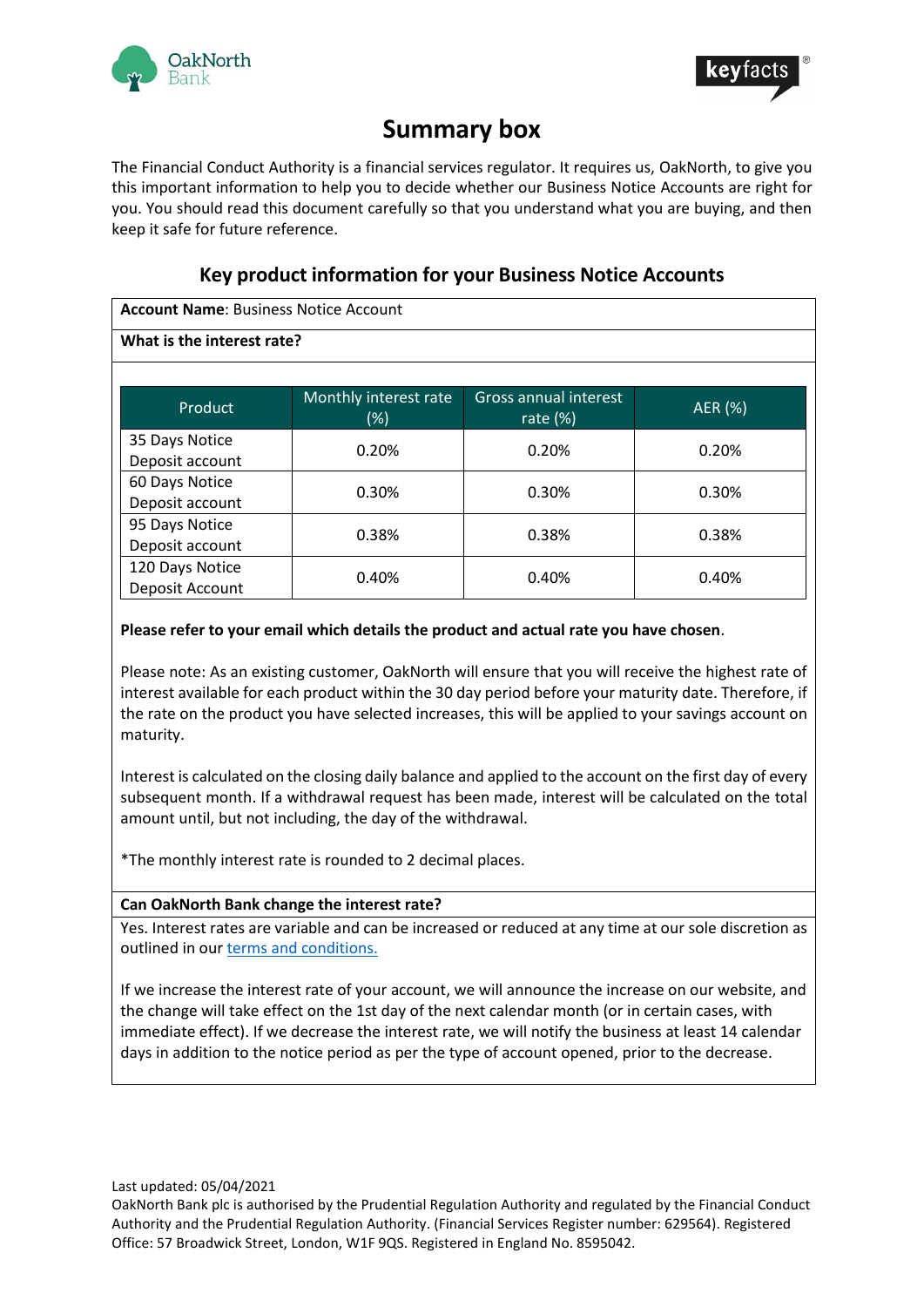# Summary box

The Financial Conduct Authority is a financial services regulator. It requires us, OakNorth, to give you this important information to help you to decide whether our Business Notice Accounts are right for you. You should read this document carefully so that you understand what you are buying, and then keep it safe for future reference.

## Key product information for your Business Notice Accounts

**Account Name**: Business Notice Account

**What is the interest rate?**

| Product | Monthly interest rate (%) | Gross annual interest rate (%) | AER (%) |
|---|---|---|---|
| 35 Days Notice Deposit account | 0.20% | 0.20% | 0.20% |
| 60 Days Notice Deposit account | 0.30% | 0.30% | 0.30% |
| 95 Days Notice Deposit account | 0.38% | 0.38% | 0.38% |
| 120 Days Notice Deposit Account | 0.40% | 0.40% | 0.40% |

**Please refer to your email which details the product and actual rate you have chosen**.

Please note: As an existing customer, OakNorth will ensure that you will receive the highest rate of interest available for each product within the 30 day period before your maturity date. Therefore, if the rate on the product you have selected increases, this will be applied to your savings account on maturity.

Interest is calculated on the closing daily balance and applied to the account on the first day of every subsequent month. If a withdrawal request has been made, interest will be calculated on the total amount until, but not including, the day of the withdrawal.

*The monthly interest rate is rounded to 2 decimal places.

**Can OakNorth Bank change the interest rate?**

Yes. Interest rates are variable and can be increased or reduced at any time at our sole discretion as outlined in our terms and conditions.

If we increase the interest rate of your account, we will announce the increase on our website, and the change will take effect on the 1st day of the next calendar month (or in certain cases, with immediate effect). If we decrease the interest rate, we will notify the business at least 14 calendar days in addition to the notice period as per the type of account opened, prior to the decrease.

Last updated: 05/04/2021

OakNorth Bank plc is authorised by the Prudential Regulation Authority and regulated by the Financial Conduct Authority and the Prudential Regulation Authority. (Financial Services Register number: 629564). Registered Office: 57 Broadwick Street, London, W1F 9QS. Registered in England No. 8595042.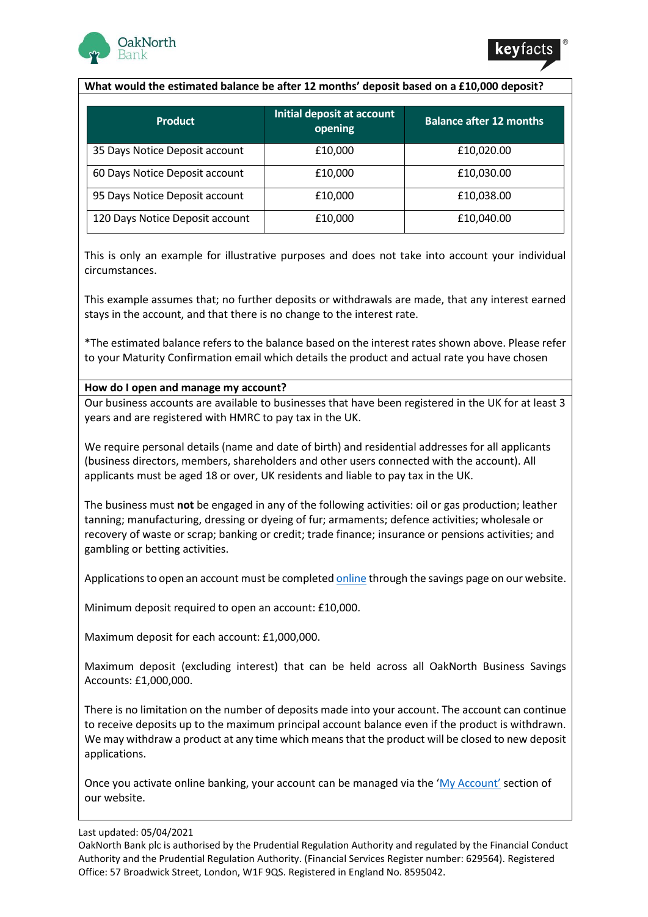**What would the estimated balance be after 12 months' deposit based on a £10,000 deposit?**

| Product | Initial deposit at account opening | Balance after 12 months |
|---|---|---|
| 35 Days Notice Deposit account | £10,000 | £10,020.00 |
| 60 Days Notice Deposit account | £10,000 | £10,030.00 |
| 95 Days Notice Deposit account | £10,000 | £10,038.00 |
| 120 Days Notice Deposit account | £10,000 | £10,040.00 |

This is only an example for illustrative purposes and does not take into account your individual circumstances.

This example assumes that; no further deposits or withdrawals are made, that any interest earned stays in the account, and that there is no change to the interest rate.

*The estimated balance refers to the balance based on the interest rates shown above. Please refer to your Maturity Confirmation email which details the product and actual rate you have chosen

**How do I open and manage my account?**

Our business accounts are available to businesses that have been registered in the UK for at least 3 years and are registered with HMRC to pay tax in the UK.

We require personal details (name and date of birth) and residential addresses for all applicants (business directors, members, shareholders and other users connected with the account). All applicants must be aged 18 or over, UK residents and liable to pay tax in the UK.

The business must **not** be engaged in any of the following activities: oil or gas production; leather tanning; manufacturing, dressing or dyeing of fur; armaments; defence activities; wholesale or recovery of waste or scrap; banking or credit; trade finance; insurance or pensions activities; and gambling or betting activities.

Applications to open an account must be completed online through the savings page on our website.

Minimum deposit required to open an account: £10,000.

Maximum deposit for each account: £1,000,000.

Maximum deposit (excluding interest) that can be held across all OakNorth Business Savings Accounts: £1,000,000.

There is no limitation on the number of deposits made into your account. The account can continue to receive deposits up to the maximum principal account balance even if the product is withdrawn. We may withdraw a product at any time which means that the product will be closed to new deposit applications.

Once you activate online banking, your account can be managed via the 'My Account' section of our website.

Last updated: 05/04/2021

OakNorth Bank plc is authorised by the Prudential Regulation Authority and regulated by the Financial Conduct Authority and the Prudential Regulation Authority. (Financial Services Register number: 629564). Registered Office: 57 Broadwick Street, London, W1F 9QS. Registered in England No. 8595042.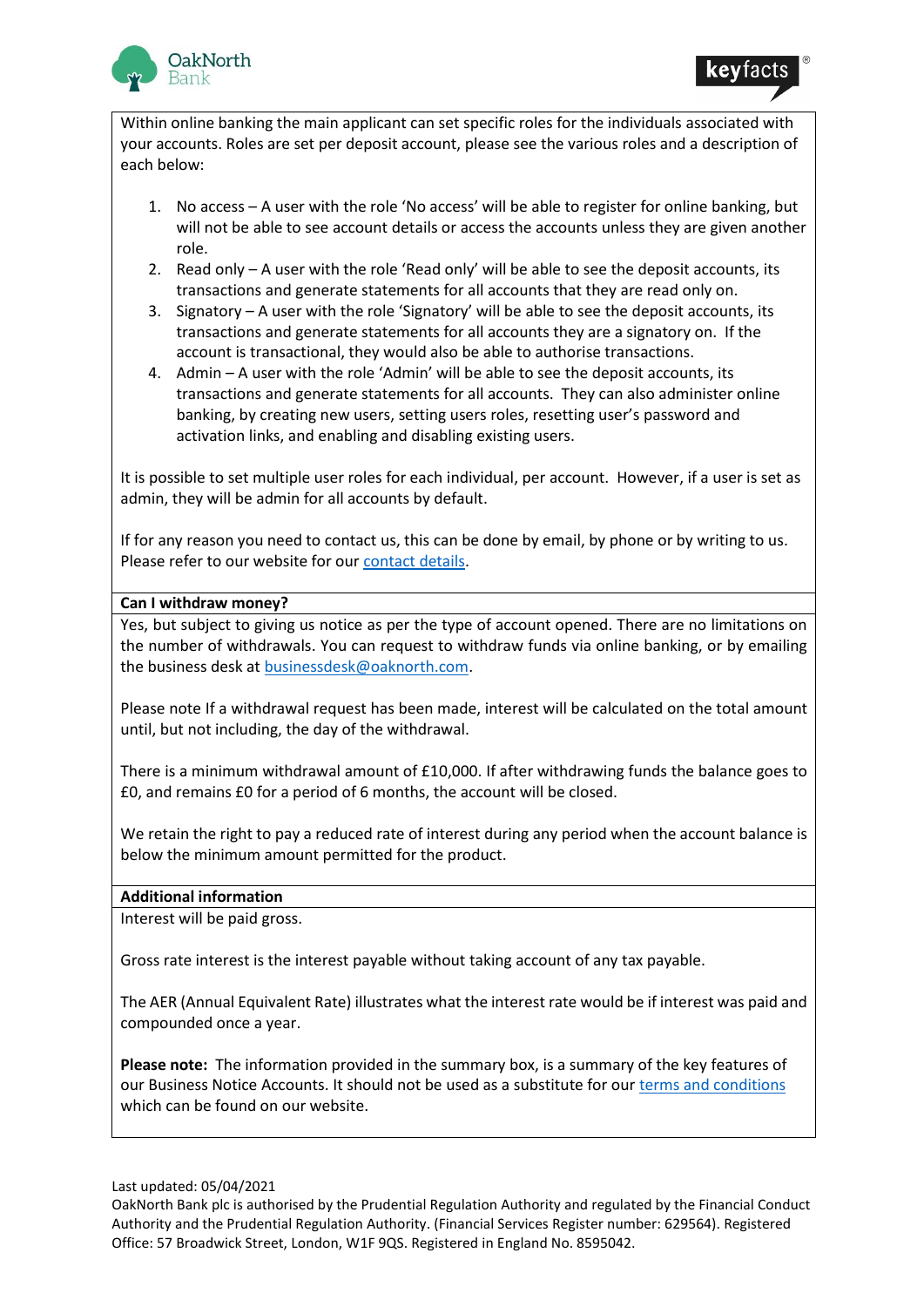Within online banking the main applicant can set specific roles for the individuals associated with your accounts. Roles are set per deposit account, please see the various roles and a description of each below:

1. No access – A user with the role 'No access' will be able to register for online banking, but will not be able to see account details or access the accounts unless they are given another role.
2. Read only – A user with the role 'Read only' will be able to see the deposit accounts, its transactions and generate statements for all accounts that they are read only on.
3. Signatory – A user with the role 'Signatory' will be able to see the deposit accounts, its transactions and generate statements for all accounts they are a signatory on. If the account is transactional, they would also be able to authorise transactions.
4. Admin – A user with the role 'Admin' will be able to see the deposit accounts, its transactions and generate statements for all accounts. They can also administer online banking, by creating new users, setting users roles, resetting user's password and activation links, and enabling and disabling existing users.

It is possible to set multiple user roles for each individual, per account. However, if a user is set as admin, they will be admin for all accounts by default.

If for any reason you need to contact us, this can be done by email, by phone or by writing to us. Please refer to our website for our contact details.

**Can I withdraw money?**

Yes, but subject to giving us notice as per the type of account opened. There are no limitations on the number of withdrawals. You can request to withdraw funds via online banking, or by emailing the business desk at businessdesk@oaknorth.com.

Please note If a withdrawal request has been made, interest will be calculated on the total amount until, but not including, the day of the withdrawal.

There is a minimum withdrawal amount of £10,000. If after withdrawing funds the balance goes to £0, and remains £0 for a period of 6 months, the account will be closed.

We retain the right to pay a reduced rate of interest during any period when the account balance is below the minimum amount permitted for the product.

**Additional information**

Interest will be paid gross.

Gross rate interest is the interest payable without taking account of any tax payable.

The AER (Annual Equivalent Rate) illustrates what the interest rate would be if interest was paid and compounded once a year.

**Please note:** The information provided in the summary box, is a summary of the key features of our Business Notice Accounts. It should not be used as a substitute for our terms and conditions which can be found on our website.

Last updated: 05/04/2021

OakNorth Bank plc is authorised by the Prudential Regulation Authority and regulated by the Financial Conduct Authority and the Prudential Regulation Authority. (Financial Services Register number: 629564). Registered Office: 57 Broadwick Street, London, W1F 9QS. Registered in England No. 8595042.